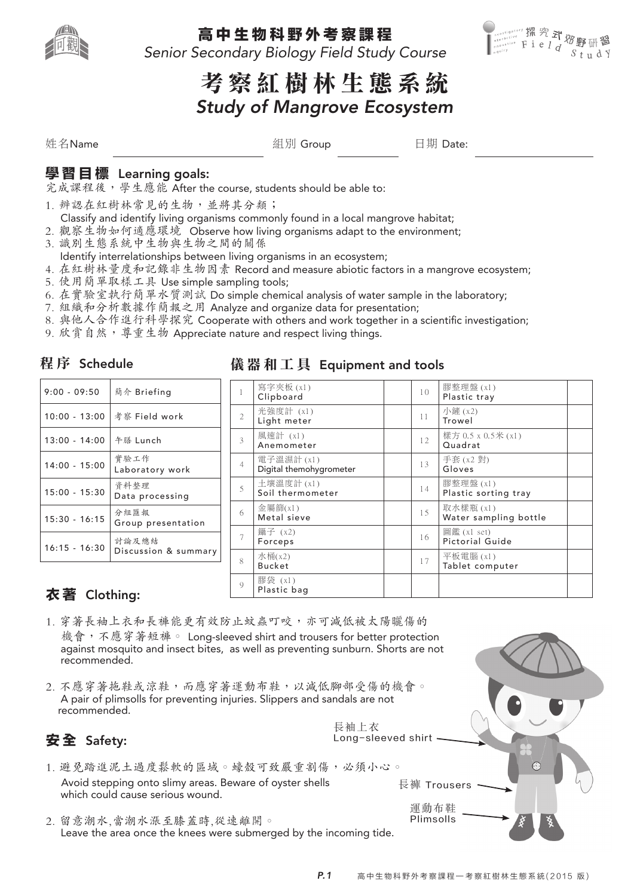# 高中生物科野外考察課程
*Senior Secondary Biology Field Study Course*

# 考察紅樹林生態系統
*Study of Mangrove Ecosystem*

姓名Name ____________ 組別 Group ________ 日期 Date: ____________

## 學習目標 Learning goals:

完成課程後，學生應能 After the course, students should be able to:

1. 辨認在紅樹林常見的生物，並將其分類；
   Classify and identify living organisms commonly found in a local mangrove habitat;
2. 觀察生物如何適應環境 Observe how living organisms adapt to the environment;
3. 識別生態系統中生物與生物之間的關係
   Identify interrelationships between living organisms in an ecosystem;
4. 在紅樹林量度和記錄非生物因素 Record and measure abiotic factors in a mangrove ecosystem;
5. 使用簡單取樣工具 Use simple sampling tools;
6. 在實驗室執行簡單水質測試 Do simple chemical analysis of water sample in the laboratory;
7. 組織和分析數據作簡報之用 Analyze and organize data for presentation;
8. 與他人合作進行科學探究 Cooperate with others and work together in a scientific investigation;
9. 欣賞自然，尊重生物 Appreciate nature and respect living things.

## 程序 Schedule

| | |
|---|---|
| 9:00 - 09:50 | 簡介 Briefing |
| 10:00 - 13:00 | 考察 Field work |
| 13:00 - 14:00 | 午膳 Lunch |
| 14:00 - 15:00 | 實驗工作 Laboratory work |
| 15:00 - 15:30 | 資料整理 Data processing |
| 15:30 - 16:15 | 分組匯報 Group presentation |
| 16:15 - 16:30 | 討論及總結 Discussion & summary |

## 儀器和工具 Equipment and tools

| | | | | | |
|---|---|---|---|---|---|
| 1 | 寫字夾板 (x1) Clipboard | | 10 | 膠整理盤 (x1) Plastic tray | |
| 2 | 光強度計 (x1) Light meter | | 11 | 小鏟 (x2) Trowel | |
| 3 | 風速計 (x1) Anemometer | | 12 | 樣方 0.5 x 0.5米 (x1) Quadrat | |
| 4 | 電子溫濕計 (x1) Digital themohygrometer | | 13 | 手套 (x2 對) Gloves | |
| 5 | 土壤溫度計 (x1) Soil thermometer | | 14 | 膠整理盤 (x1) Plastic sorting tray | |
| 6 | 金屬篩(x1) Metal sieve | | 15 | 取水樣瓶 (x1) Water sampling bottle | |
| 7 | 鑷子 (x2) Forceps | | 16 | 圖鑑 (x1 set) Pictorial Guide | |
| 8 | 水桶(x2) Bucket | | 17 | 平板電腦 (x1) Tablet computer | |
| 9 | 膠袋 (x1) Plastic bag | | | | |

## 衣著 Clothing:

1. 穿著長袖上衣和長褲能更有效防止蚊蟲叮咬，亦可減低被太陽曬傷的機會，不應穿著短褲。 Long-sleeved shirt and trousers for better protection against mosquito and insect bites, as well as preventing sunburn. Shorts are not recommended.
2. 不應穿著拖鞋或涼鞋，而應穿著運動布鞋，以減低腳部受傷的機會。
   A pair of plimsolls for preventing injuries. Slippers and sandals are not recommended.

長袖上衣 Long-sleeved shirt

長褲 Trousers

運動布鞋 Plimsolls

## 安全 Safety:

1. 避免踏進泥土過度鬆軟的區域。蠔殼可致嚴重割傷，必須小心。
   Avoid stepping onto slimy areas. Beware of oyster shells which could cause serious wound.
2. 留意潮水,當潮水漲至膝蓋時,從速離開。
   Leave the area once the knees were submerged by the incoming tide.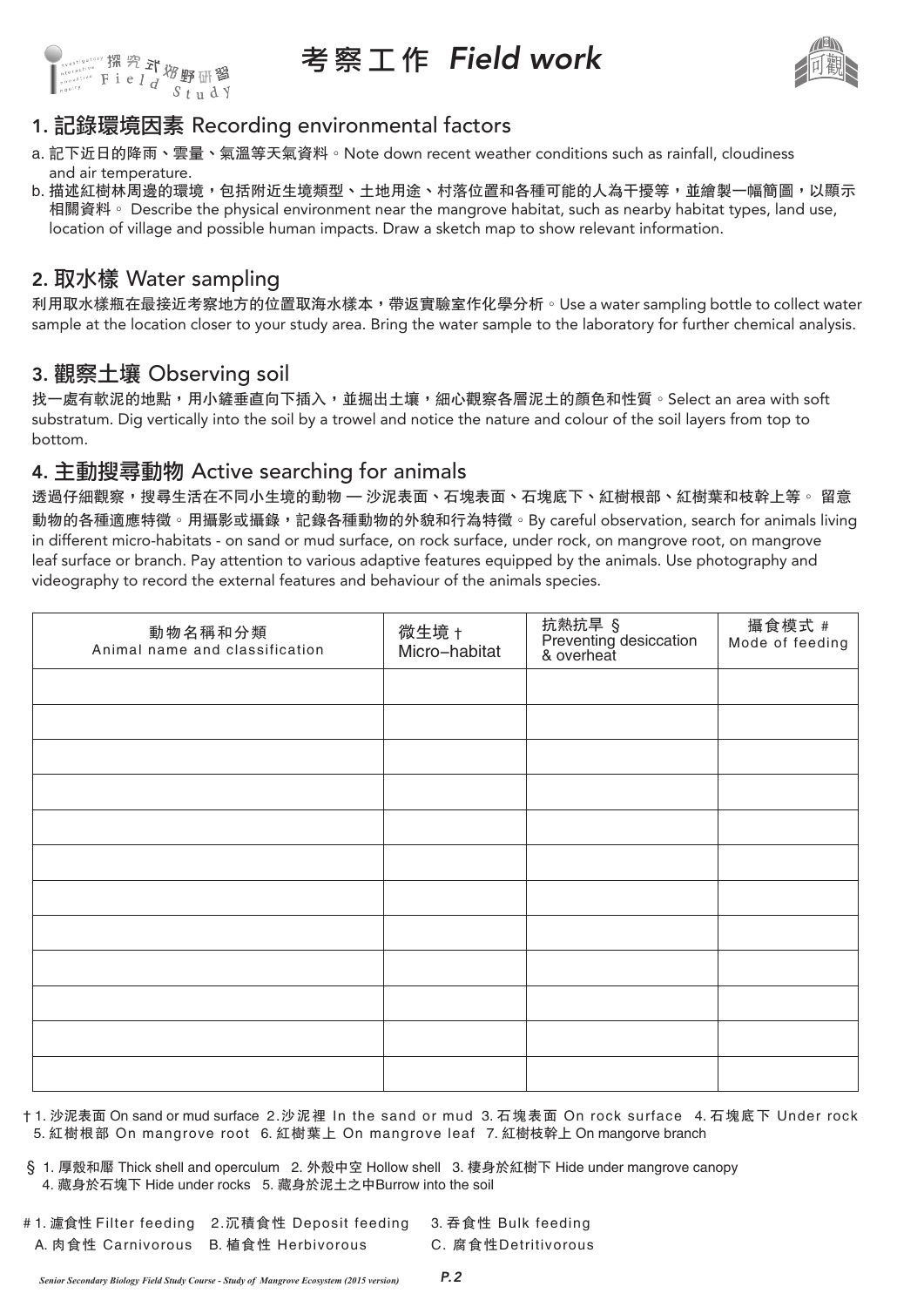# 考察工作 *Field work*

## 1. 記錄環境因素 Recording environmental factors

a. 記下近日的降雨、雲量、氣溫等天氣資料。Note down recent weather conditions such as rainfall, cloudiness and air temperature.

b. 描述紅樹林周邊的環境，包括附近生境類型、土地用途、村落位置和各種可能的人為干擾等，並繪製一幅簡圖，以顯示相關資料。 Describe the physical environment near the mangrove habitat, such as nearby habitat types, land use, location of village and possible human impacts. Draw a sketch map to show relevant information.

## 2. 取水樣 Water sampling

利用取水樣瓶在最接近考察地方的位置取海水樣本，帶返實驗室作化學分析。Use a water sampling bottle to collect water sample at the location closer to your study area. Bring the water sample to the laboratory for further chemical analysis.

## 3. 觀察土壤 Observing soil

找一處有軟泥的地點，用小鏟垂直向下插入，並掘出土壤，細心觀察各層泥土的顏色和性質。Select an area with soft substratum. Dig vertically into the soil by a trowel and notice the nature and colour of the soil layers from top to bottom.

## 4. 主動搜尋動物 Active searching for animals

透過仔細觀察，搜尋生活在不同小生境的動物 — 沙泥表面、石塊表面、石塊底下、紅樹根部、紅樹葉和枝幹上等。 留意動物的各種適應特徵。用攝影或攝錄，記錄各種動物的外貌和行為特徵。By careful observation, search for animals living in different micro-habitats - on sand or mud surface, on rock surface, under rock, on mangrove root, on mangrove leaf surface or branch. Pay attention to various adaptive features equipped by the animals. Use photography and videography to record the external features and behaviour of the animals species.

| 動物名稱和分類 Animal name and classification | 微生境 † Micro–habitat | 抗熱抗旱 § Preventing desiccation & overheat | 攝食模式 # Mode of feeding |
|---|---|---|---|
| | | | |
| | | | |
| | | | |
| | | | |
| | | | |
| | | | |
| | | | |
| | | | |
| | | | |
| | | | |
| | | | |
| | | | |

† 1. 沙泥表面 On sand or mud surface 2. 沙泥裡 In the sand or mud 3. 石塊表面 On rock surface 4. 石塊底下 Under rock 5. 紅樹根部 On mangrove root 6. 紅樹葉上 On mangrove leaf 7. 紅樹枝幹上 On mangorve branch

§ 1. 厚殼和厴 Thick shell and operculum 2. 外殼中空 Hollow shell 3. 棲身於紅樹下 Hide under mangrove canopy 4. 藏身於石塊下 Hide under rocks 5. 藏身於泥土之中Burrow into the soil

# 1. 濾食性 Filter feeding 2. 沉積食性 Deposit feeding 3. 吞食性 Bulk feeding
A. 肉食性 Carnivorous B. 植食性 Herbivorous C. 腐食性Detritivorous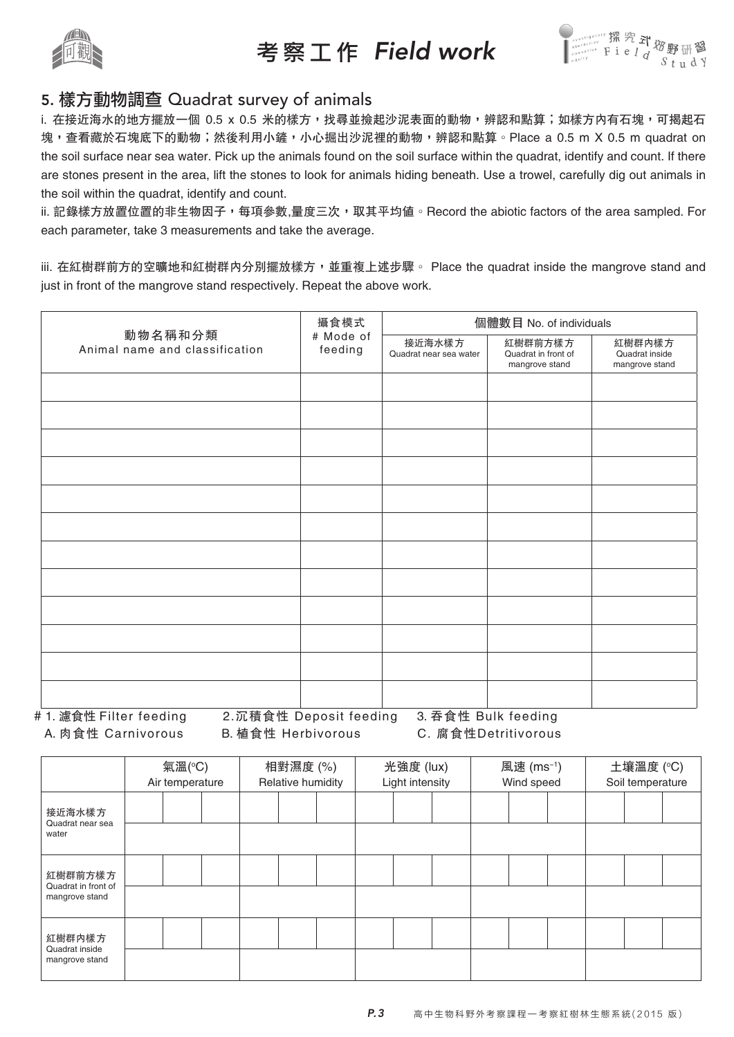## 5. 樣方動物調查 Quadrat survey of animals

i. 在接近海水的地方擺放一個 0.5 x 0.5 米的樣方，找尋並撿起沙泥表面的動物，辨認和點算；如樣方內有石塊，可揭起石塊，查看藏於石塊底下的動物；然後利用小鏟，小心掘出沙泥裡的動物，辨認和點算。Place a 0.5 m X 0.5 m quadrat on the soil surface near sea water. Pick up the animals found on the soil surface within the quadrat, identify and count. If there are stones present in the area, lift the stones to look for animals hiding beneath. Use a trowel, carefully dig out animals in the soil within the quadrat, identify and count.

ii. 記錄樣方放置位置的非生物因子，每項參數,量度三次，取其平均值。Record the abiotic factors of the area sampled. For each parameter, take 3 measurements and take the average.

iii. 在紅樹群前方的空曠地和紅樹群內分別擺放樣方，並重複上述步驟。 Place the quadrat inside the mangrove stand and just in front of the mangrove stand respectively. Repeat the above work.

| 動物名稱和分類 Animal name and classification | 攝食模式 # Mode of feeding | 個體數目 No. of individuals | | |
|---|---|---|---|---|
| | | 接近海水樣方 Quadrat near sea water | 紅樹群前方樣方 Quadrat in front of mangrove stand | 紅樹群內樣方 Quadrat inside mangrove stand |
| | | | | |
| | | | | |
| | | | | |
| | | | | |
| | | | | |
| | | | | |
| | | | | |
| | | | | |
| | | | | |
| | | | | |
| | | | | |
| | | | | |

# 1. 濾食性 Filter feeding　2.沉積食性 Deposit feeding　3. 吞食性 Bulk feeding
A. 肉食性 Carnivorous　B. 植食性 Herbivorous　C. 腐食性Detritivorous

| | 氣溫(°C) Air temperature | | | 相對濕度 (%) Relative humidity | | | 光強度 (lux) Light intensity | | | 風速 (ms$^{-1}$) Wind speed | | | 土壤溫度 (°C) Soil temperature | | |
|---|---|---|---|---|---|---|---|---|---|---|---|---|---|---|---|
| 接近海水樣方 Quadrat near sea water | | | | | | | | | | | | | | | |
| | | | | | | | | | | | | | | | |
| 紅樹群前方樣方 Quadrat in front of mangrove stand | | | | | | | | | | | | | | | |
| | | | | | | | | | | | | | | | |
| 紅樹群內樣方 Quadrat inside mangrove stand | | | | | | | | | | | | | | | |
| | | | | | | | | | | | | | | | |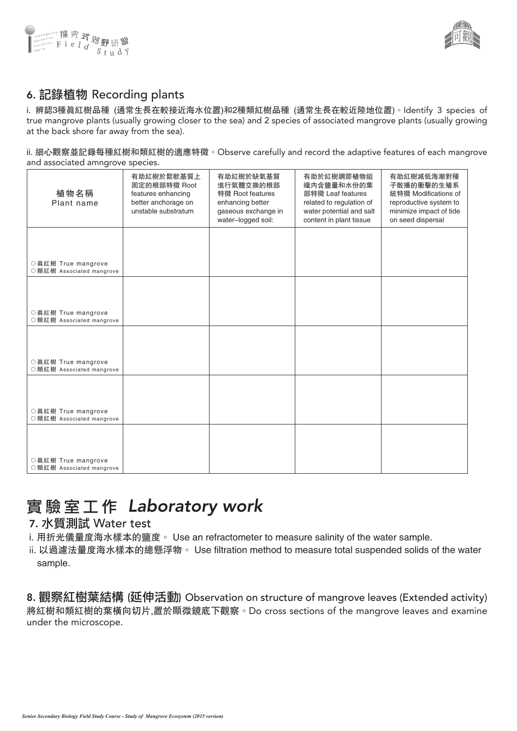## 6. 記錄植物 Recording plants

i. 辨認3種眞紅樹品種 (通常生長在較接近海水位置)和2種類紅樹品種 (通常生長在較近陸地位置)。Identify 3 species of true mangrove plants (usually growing closer to the sea) and 2 species of associated mangrove plants (usually growing at the back shore far away from the sea).

ii. 細心觀察並記錄每種紅樹和類紅樹的適應特徵。Observe carefully and record the adaptive features of each mangrove and associated amngrove species.

| 植物名稱 Plant name | 有助紅樹於鬆軟基質上固定的根部特徵 Root features enhancing better anchorage on unstable substratum | 有助紅樹於缺氧基質進行氣體交換的根部特徵 Root features enhancing better gaseous exchange in water–logged soil: | 有助於紅樹調節植物組織內含鹽量和水份的葉部特徵 Leaf features related to regulation of water potential and salt content in plant tissue | 有助紅樹減低海潮對種子散播的衝擊的生殖系統特徵 Modifications of reproductive system to minimize impact of tide on seed dispersal |
|---|---|---|---|---|
| ○眞紅樹 True mangrove<br>○類紅樹 Associated mangrove | | | | |
| ○眞紅樹 True mangrove<br>○類紅樹 Associated mangrove | | | | |
| ○眞紅樹 True mangrove<br>○類紅樹 Associated mangrove | | | | |
| ○眞紅樹 True mangrove<br>○類紅樹 Associated mangrove | | | | |
| ○眞紅樹 True mangrove<br>○類紅樹 Associated mangrove | | | | |

# 實驗室工作 *Laboratory work*

## 7. 水質測試 Water test

i. 用折光儀量度海水樣本的鹽度。 Use an refractometer to measure salinity of the water sample.

ii. 以過濾法量度海水樣本的總懸浮物。 Use filtration method to measure total suspended solids of the water sample.

## 8. 觀察紅樹葉結構 (延伸活動) Observation on structure of mangrove leaves (Extended activity)

將紅樹和類紅樹的葉橫向切片,置於顯微鏡底下觀察。Do cross sections of the mangrove leaves and examine under the microscope.